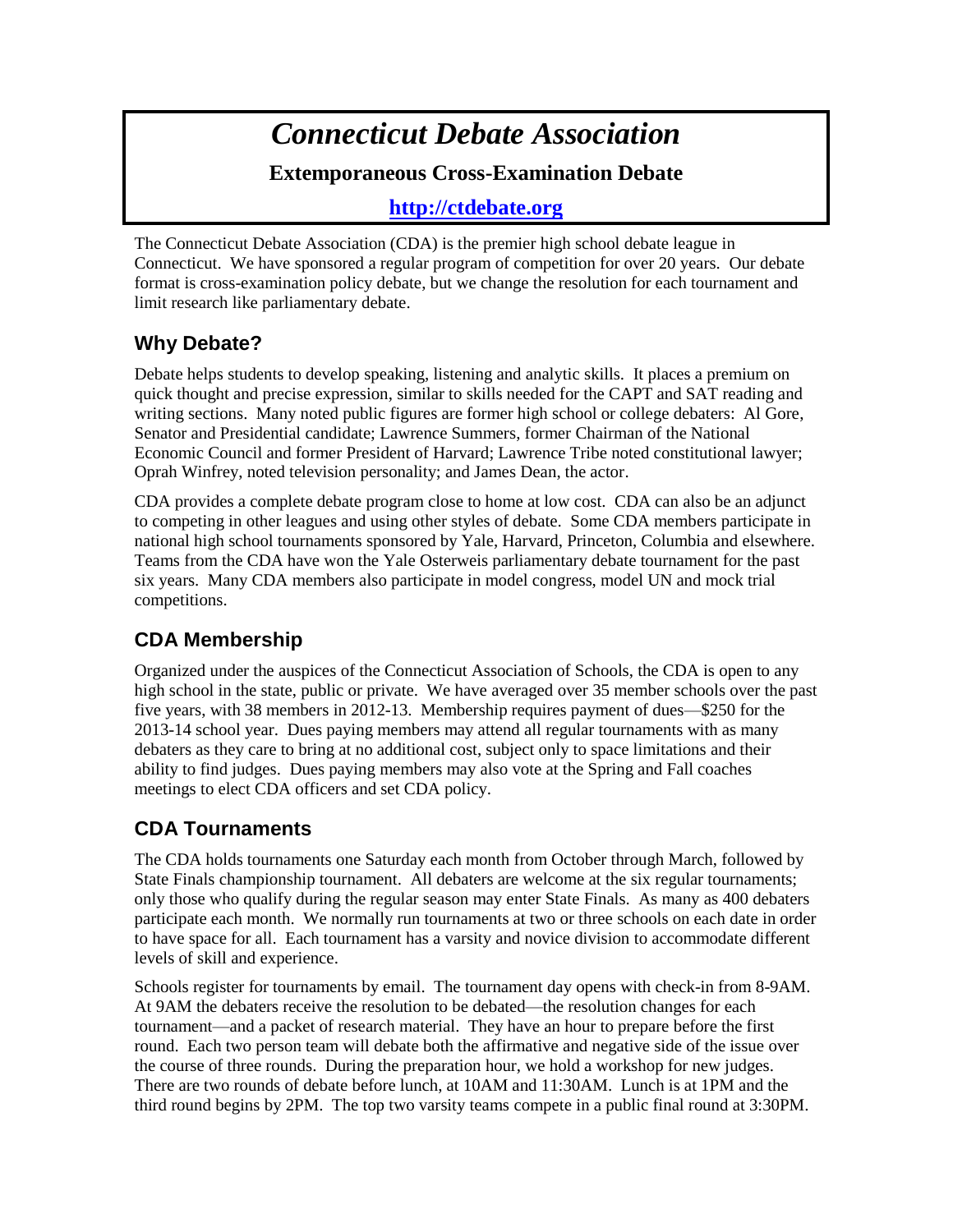# *Connecticut Debate Association*

**Extemporaneous Cross-Examination Debate**

**[http://ctdebate.org](http://ctdebate.org)**

The Connecticut Debate Association (CDA) is the premier high school debate league in Connecticut. We have sponsored a regular program of competition for over 20 years. Our debate format is cross-examination policy debate, but we change the resolution for each tournament and limit research like parliamentary debate.

## Why Debate?

Debate helps students to develop speaking, listening and analytic skills. It places a premium on quick thought and precise expression, similar to skills needed for the CAPT and SAT reading and writing sections. Many noted public figures are former high school or college debaters: Al Gore, Senator and Presidential candidate; Lawrence Summers, former Chairman of the National Economic Council and former President of Harvard; Lawrence Tribe noted constitutional lawyer; Oprah Winfrey, noted television personality; and James Dean, the actor.

CDA provides a complete debate program close to home at low cost. CDA can also be an adjunct to competing in other leagues and using other styles of debate. Some CDA members participate in national high school tournaments sponsored by Yale, Harvard, Princeton, Columbia and elsewhere. Teams from the CDA have won the Yale Osterweis parliamentary debate tournament for the past six years. Many CDA members also participate in model congress, model UN and mock trial competitions.

## CDA Membership

Organized under the auspices of the Connecticut Association of Schools, the CDA is open to any high school in the state, public or private. We have averaged over 35 member schools over the past five years, with 38 members in 2012-13. Membership requires payment of dues—$250 for the 2013-14 school year. Dues paying members may attend all regular tournaments with as many debaters as they care to bring at no additional cost, subject only to space limitations and their ability to find judges. Dues paying members may also vote at the Spring and Fall coaches meetings to elect CDA officers and set CDA policy.

## CDA Tournaments

The CDA holds tournaments one Saturday each month from October through March, followed by State Finals championship tournament. All debaters are welcome at the six regular tournaments; only those who qualify during the regular season may enter State Finals. As many as 400 debaters participate each month. We normally run tournaments at two or three schools on each date in order to have space for all. Each tournament has a varsity and novice division to accommodate different levels of skill and experience.

Schools register for tournaments by email. The tournament day opens with check-in from 8-9AM. At 9AM the debaters receive the resolution to be debated—the resolution changes for each tournament—and a packet of research material. They have an hour to prepare before the first round. Each two person team will debate both the affirmative and negative side of the issue over the course of three rounds. During the preparation hour, we hold a workshop for new judges. There are two rounds of debate before lunch, at 10AM and 11:30AM. Lunch is at 1PM and the third round begins by 2PM. The top two varsity teams compete in a public final round at 3:30PM.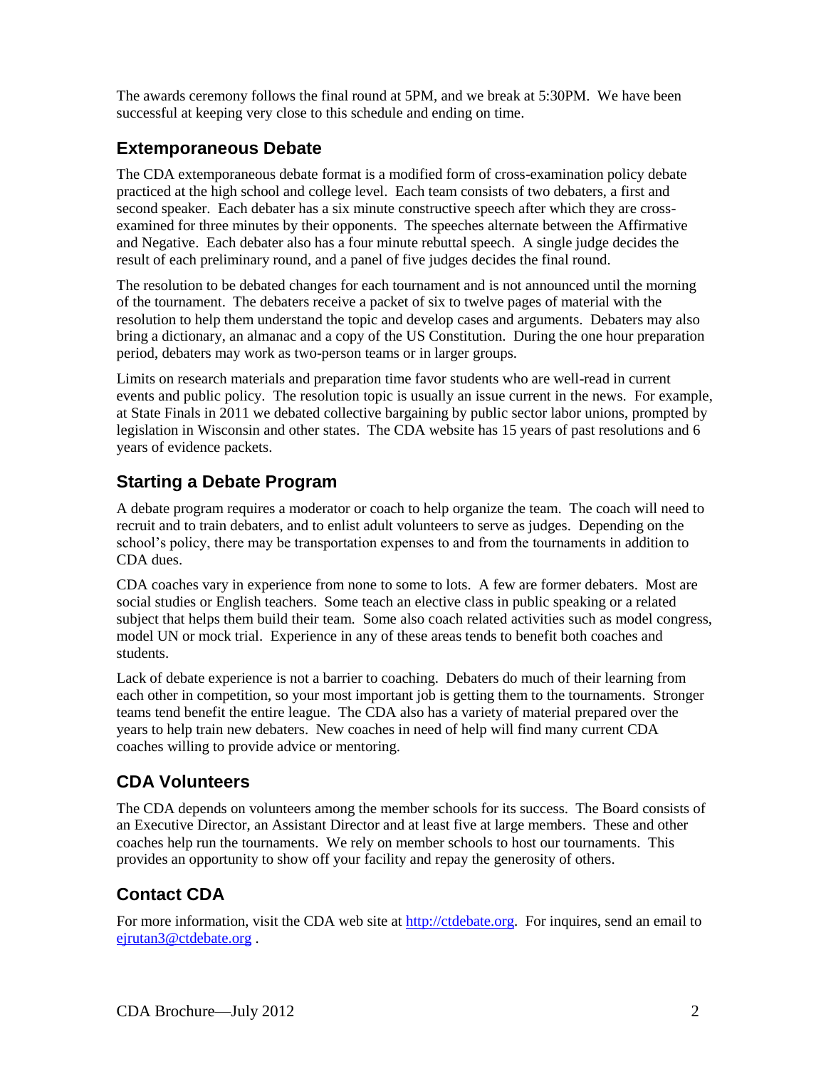The awards ceremony follows the final round at 5PM, and we break at 5:30PM. We have been successful at keeping very close to this schedule and ending on time.

## Extemporaneous Debate

The CDA extemporaneous debate format is a modified form of cross-examination policy debate practiced at the high school and college level. Each team consists of two debaters, a first and second speaker. Each debater has a six minute constructive speech after which they are cross-examined for three minutes by their opponents. The speeches alternate between the Affirmative and Negative. Each debater also has a four minute rebuttal speech. A single judge decides the result of each preliminary round, and a panel of five judges decides the final round.

The resolution to be debated changes for each tournament and is not announced until the morning of the tournament. The debaters receive a packet of six to twelve pages of material with the resolution to help them understand the topic and develop cases and arguments. Debaters may also bring a dictionary, an almanac and a copy of the US Constitution. During the one hour preparation period, debaters may work as two-person teams or in larger groups.

Limits on research materials and preparation time favor students who are well-read in current events and public policy. The resolution topic is usually an issue current in the news. For example, at State Finals in 2011 we debated collective bargaining by public sector labor unions, prompted by legislation in Wisconsin and other states. The CDA website has 15 years of past resolutions and 6 years of evidence packets.

## Starting a Debate Program

A debate program requires a moderator or coach to help organize the team. The coach will need to recruit and to train debaters, and to enlist adult volunteers to serve as judges. Depending on the school's policy, there may be transportation expenses to and from the tournaments in addition to CDA dues.

CDA coaches vary in experience from none to some to lots. A few are former debaters. Most are social studies or English teachers. Some teach an elective class in public speaking or a related subject that helps them build their team. Some also coach related activities such as model congress, model UN or mock trial. Experience in any of these areas tends to benefit both coaches and students.

Lack of debate experience is not a barrier to coaching. Debaters do much of their learning from each other in competition, so your most important job is getting them to the tournaments. Stronger teams tend benefit the entire league. The CDA also has a variety of material prepared over the years to help train new debaters. New coaches in need of help will find many current CDA coaches willing to provide advice or mentoring.

## CDA Volunteers

The CDA depends on volunteers among the member schools for its success. The Board consists of an Executive Director, an Assistant Director and at least five at large members. These and other coaches help run the tournaments. We rely on member schools to host our tournaments. This provides an opportunity to show off your facility and repay the generosity of others.

## Contact CDA

For more information, visit the CDA web site at http://ctdebate.org. For inquires, send an email to ejrutan3@ctdebate.org .